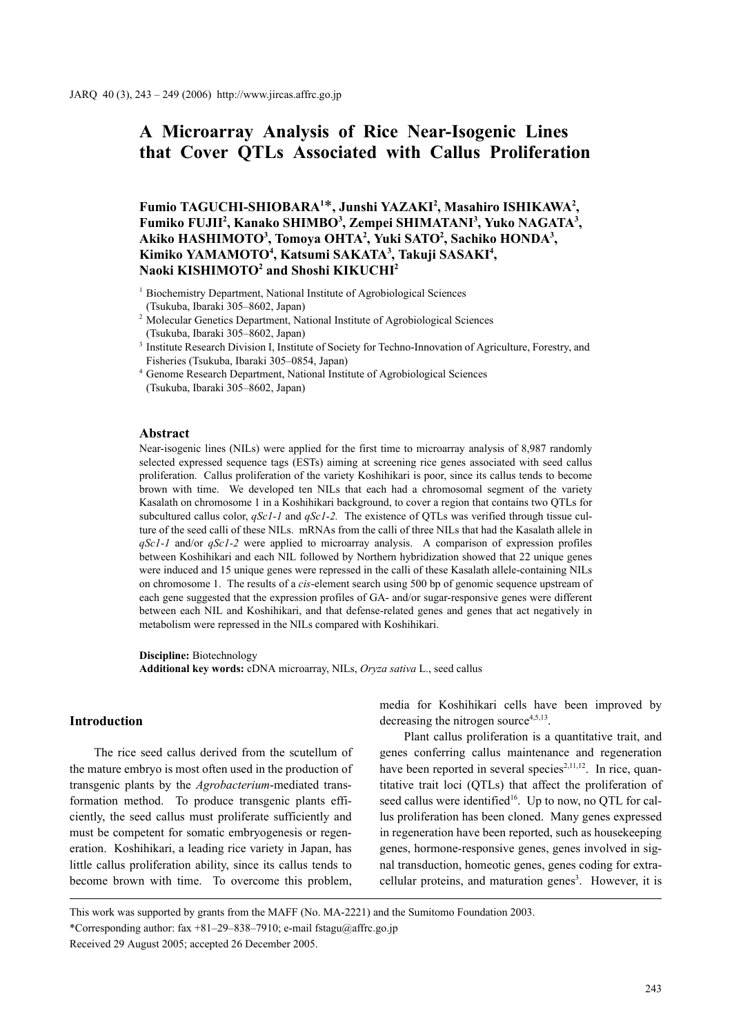# A Microarray Analysis of Rice Near-Isogenic Lines that Cover QTLs Associated with Callus Proliferation

**Fumio TAGUCHI-SHIOBARA[1]\*, Junshi YAZAKI[2], Masahiro ISHIKAWA[2], Fumiko FUJII[2], Kanako SHIMBO[3], Zempei SHIMATANI[3], Yuko NAGATA[3], Akiko HASHIMOTO[3], Tomoya OHTA[2], Yuki SATO[2], Sachiko HONDA[3], Kimiko YAMAMOTO[4], Katsumi SAKATA[3], Takuji SASAKI[4], Naoki KISHIMOTO[2] and Shoshi KIKUCHI[2]**

[1] Biochemistry Department, National Institute of Agrobiological Sciences (Tsukuba, Ibaraki 305–8602, Japan)

[2] Molecular Genetics Department, National Institute of Agrobiological Sciences (Tsukuba, Ibaraki 305–8602, Japan)

[3] Institute Research Division I, Institute of Society for Techno-Innovation of Agriculture, Forestry, and Fisheries (Tsukuba, Ibaraki 305–0854, Japan)

[4] Genome Research Department, National Institute of Agrobiological Sciences (Tsukuba, Ibaraki 305–8602, Japan)

## Abstract

Near-isogenic lines (NILs) were applied for the first time to microarray analysis of 8,987 randomly selected expressed sequence tags (ESTs) aiming at screening rice genes associated with seed callus proliferation. Callus proliferation of the variety Koshihikari is poor, since its callus tends to become brown with time. We developed ten NILs that each had a chromosomal segment of the variety Kasalath on chromosome 1 in a Koshihikari background, to cover a region that contains two QTLs for subcultured callus color, *qSc1-1* and *qSc1-2.* The existence of QTLs was verified through tissue culture of the seed calli of these NILs. mRNAs from the calli of three NILs that had the Kasalath allele in *qSc1-1* and/or *qSc1-2* were applied to microarray analysis. A comparison of expression profiles between Koshihikari and each NIL followed by Northern hybridization showed that 22 unique genes were induced and 15 unique genes were repressed in the calli of these Kasalath allele-containing NILs on chromosome 1. The results of a *cis*-element search using 500 bp of genomic sequence upstream of each gene suggested that the expression profiles of GA- and/or sugar-responsive genes were different between each NIL and Koshihikari, and that defense-related genes and genes that act negatively in metabolism were repressed in the NILs compared with Koshihikari.

**Discipline:** Biotechnology
**Additional key words:** cDNA microarray, NILs, *Oryza sativa* L., seed callus

## Introduction

The rice seed callus derived from the scutellum of the mature embryo is most often used in the production of transgenic plants by the *Agrobacterium*-mediated transformation method. To produce transgenic plants efficiently, the seed callus must proliferate sufficiently and must be competent for somatic embryogenesis or regeneration. Koshihikari, a leading rice variety in Japan, has little callus proliferation ability, since its callus tends to become brown with time. To overcome this problem, media for Koshihikari cells have been improved by decreasing the nitrogen source[4,5,13].

Plant callus proliferation is a quantitative trait, and genes conferring callus maintenance and regeneration have been reported in several species[2,11,12]. In rice, quantitative trait loci (QTLs) that affect the proliferation of seed callus were identified[16]. Up to now, no QTL for callus proliferation has been cloned. Many genes expressed in regeneration have been reported, such as housekeeping genes, hormone-responsive genes, genes involved in signal transduction, homeotic genes, genes coding for extracellular proteins, and maturation genes[3]. However, it is

---

This work was supported by grants from the MAFF (No. MA-2221) and the Sumitomo Foundation 2003.

\*Corresponding author: fax +81–29–838–7910; e-mail fstagu@affrc.go.jp

Received 29 August 2005; accepted 26 December 2005.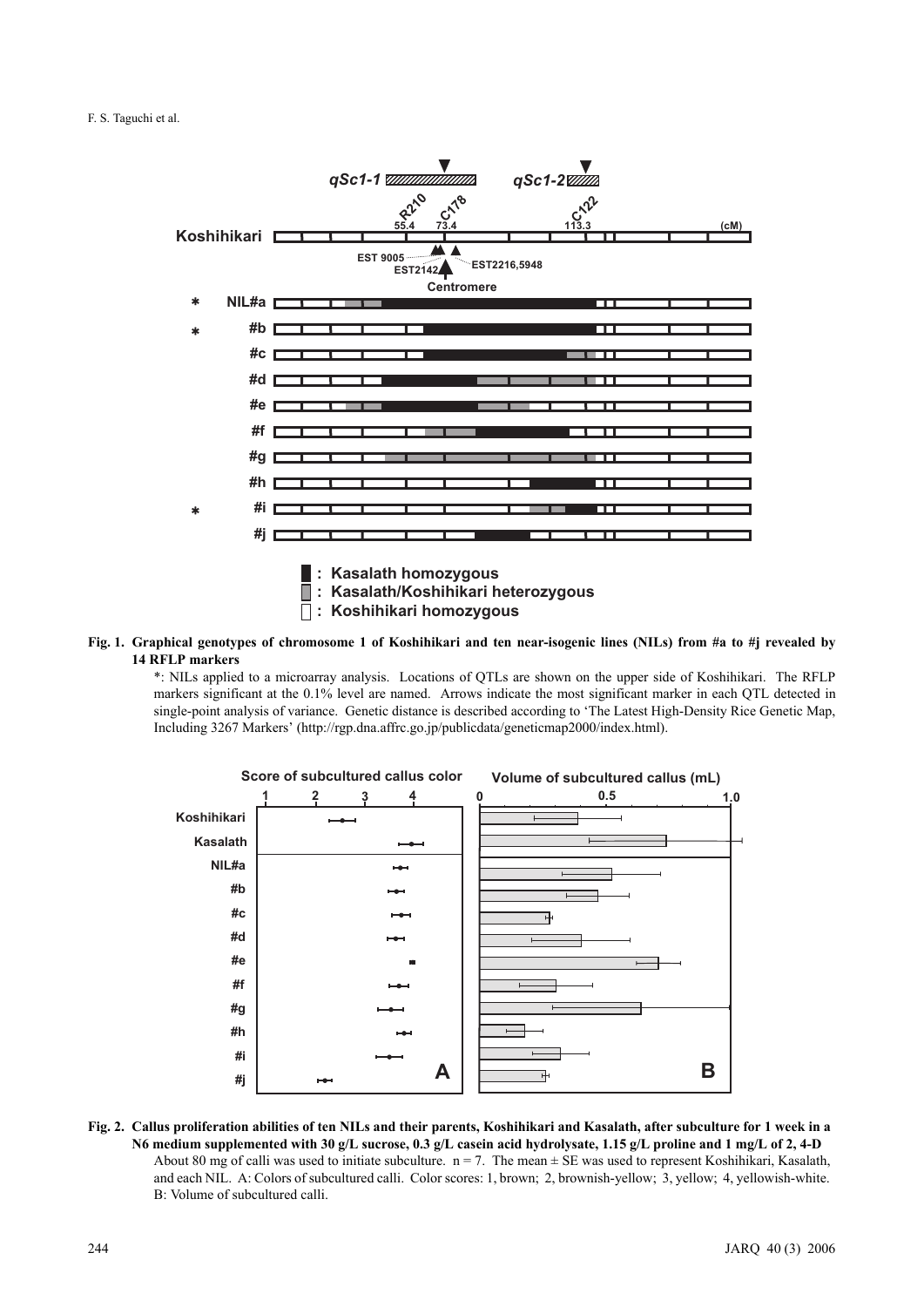**Fig. 1. Graphical genotypes of chromosome 1 of Koshihikari and ten near-isogenic lines (NILs) from #a to #j revealed by 14 RFLP markers**

*: NILs applied to a microarray analysis. Locations of QTLs are shown on the upper side of Koshihikari. The RFLP markers significant at the 0.1% level are named. Arrows indicate the most significant marker in each QTL detected in single-point analysis of variance. Genetic distance is described according to 'The Latest High-Density Rice Genetic Map, Including 3267 Markers' (http://rgp.dna.affrc.go.jp/publicdata/geneticmap2000/index.html).

**Fig. 2. Callus proliferation abilities of ten NILs and their parents, Koshihikari and Kasalath, after subculture for 1 week in a N6 medium supplemented with 30 g/L sucrose, 0.3 g/L casein acid hydrolysate, 1.15 g/L proline and 1 mg/L of 2, 4-D**

About 80 mg of calli was used to initiate subculture. n = 7. The mean ± SE was used to represent Koshihikari, Kasalath, and each NIL. A: Colors of subcultured calli. Color scores: 1, brown; 2, brownish-yellow; 3, yellow; 4, yellowish-white. B: Volume of subcultured calli.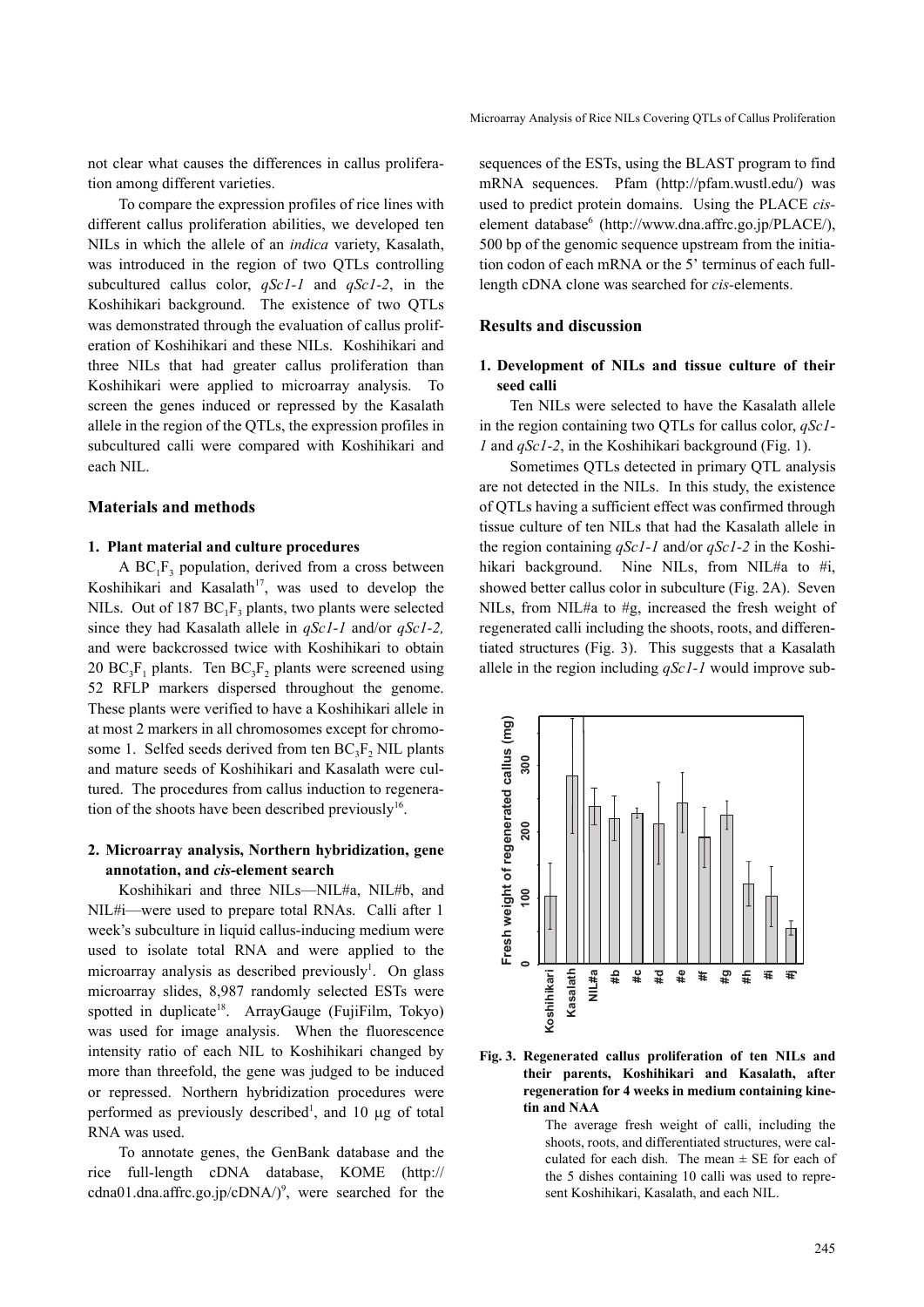not clear what causes the differences in callus proliferation among different varieties.

To compare the expression profiles of rice lines with different callus proliferation abilities, we developed ten NILs in which the allele of an *indica* variety, Kasalath, was introduced in the region of two QTLs controlling subcultured callus color, *qSc1-1* and *qSc1-2*, in the Koshihikari background. The existence of two QTLs was demonstrated through the evaluation of callus proliferation of Koshihikari and these NILs. Koshihikari and three NILs that had greater callus proliferation than Koshihikari were applied to microarray analysis. To screen the genes induced or repressed by the Kasalath allele in the region of the QTLs, the expression profiles in subcultured calli were compared with Koshihikari and each NIL.

## Materials and methods

### 1. Plant material and culture procedures

A $BC_1F_3$ population, derived from a cross between Koshihikari and Kasalath[17], was used to develop the NILs. Out of 187 $BC_1F_3$ plants, two plants were selected since they had Kasalath allele in *qSc1-1* and/or *qSc1-2,* and were backcrossed twice with Koshihikari to obtain 20 $BC_3F_1$ plants. Ten $BC_3F_2$ plants were screened using 52 RFLP markers dispersed throughout the genome. These plants were verified to have a Koshihikari allele in at most 2 markers in all chromosomes except for chromosome 1. Selfed seeds derived from ten $BC_3F_2$ NIL plants and mature seeds of Koshihikari and Kasalath were cultured. The procedures from callus induction to regeneration of the shoots have been described previously[16].

### 2. Microarray analysis, Northern hybridization, gene annotation, and *cis*-element search

Koshihikari and three NILs—NIL#a, NIL#b, and NIL#i—were used to prepare total RNAs. Calli after 1 week's subculture in liquid callus-inducing medium were used to isolate total RNA and were applied to the microarray analysis as described previously[1]. On glass microarray slides, 8,987 randomly selected ESTs were spotted in duplicate[18]. ArrayGauge (FujiFilm, Tokyo) was used for image analysis. When the fluorescence intensity ratio of each NIL to Koshihikari changed by more than threefold, the gene was judged to be induced or repressed. Northern hybridization procedures were performed as previously described[1], and 10 µg of total RNA was used.

To annotate genes, the GenBank database and the rice full-length cDNA database, KOME (http://cdna01.dna.affrc.go.jp/cDNA/)[9], were searched for the sequences of the ESTs, using the BLAST program to find mRNA sequences. Pfam (http://pfam.wustl.edu/) was used to predict protein domains. Using the PLACE *cis*-element database[6] (http://www.dna.affrc.go.jp/PLACE/), 500 bp of the genomic sequence upstream from the initiation codon of each mRNA or the 5' terminus of each full-length cDNA clone was searched for *cis*-elements.

## Results and discussion

### 1. Development of NILs and tissue culture of their seed calli

Ten NILs were selected to have the Kasalath allele in the region containing two QTLs for callus color, *qSc1-1* and *qSc1-2*, in the Koshihikari background (Fig. 1).

Sometimes QTLs detected in primary QTL analysis are not detected in the NILs. In this study, the existence of QTLs having a sufficient effect was confirmed through tissue culture of ten NILs that had the Kasalath allele in the region containing *qSc1-1* and/or *qSc1-2* in the Koshihikari background. Nine NILs, from NIL#a to #i, showed better callus color in subculture (Fig. 2A). Seven NILs, from NIL#a to #g, increased the fresh weight of regenerated calli including the shoots, roots, and differentiated structures (Fig. 3). This suggests that a Kasalath allele in the region including *qSc1-1* would improve sub-

**Fig. 3. Regenerated callus proliferation of ten NILs and their parents, Koshihikari and Kasalath, after regeneration for 4 weeks in medium containing kinetin and NAA**

The average fresh weight of calli, including the shoots, roots, and differentiated structures, were calculated for each dish. The mean ± SE for each of the 5 dishes containing 10 calli was used to represent Koshihikari, Kasalath, and each NIL.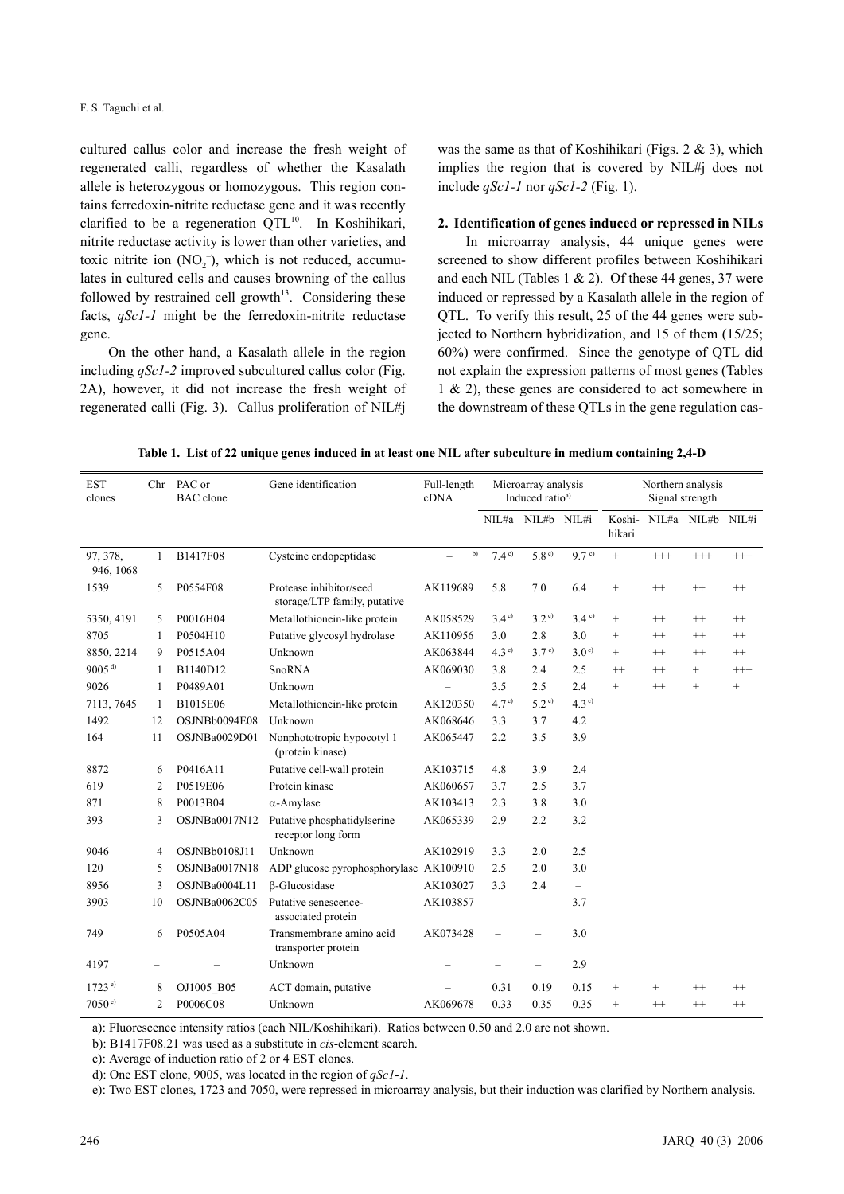cultured callus color and increase the fresh weight of regenerated calli, regardless of whether the Kasalath allele is heterozygous or homozygous. This region contains ferredoxin-nitrite reductase gene and it was recently clarified to be a regeneration QTL[10]. In Koshihikari, nitrite reductase activity is lower than other varieties, and toxic nitrite ion ($NO_2^-$), which is not reduced, accumulates in cultured cells and causes browning of the callus followed by restrained cell growth[13]. Considering these facts, *qSc1-1* might be the ferredoxin-nitrite reductase gene.

On the other hand, a Kasalath allele in the region including *qSc1-2* improved subcultured callus color (Fig. 2A), however, it did not increase the fresh weight of regenerated calli (Fig. 3). Callus proliferation of NIL#j was the same as that of Koshihikari (Figs. 2 & 3), which implies the region that is covered by NIL#j does not include *qSc1-1* nor *qSc1-2* (Fig. 1).

## 2. Identification of genes induced or repressed in NILs

In microarray analysis, 44 unique genes were screened to show different profiles between Koshihikari and each NIL (Tables 1 & 2). Of these 44 genes, 37 were induced or repressed by a Kasalath allele in the region of QTL. To verify this result, 25 of the 44 genes were subjected to Northern hybridization, and 15 of them (15/25; 60%) were confirmed. Since the genotype of QTL did not explain the expression patterns of most genes (Tables 1 & 2), these genes are considered to act somewhere in the downstream of these QTLs in the gene regulation cas-

**Table 1. List of 22 unique genes induced in at least one NIL after subculture in medium containing 2,4-D**

| EST clones | Chr | PAC or BAC clone | Gene identification | Full-length cDNA | Microarray analysis Induced ratio[a)] | | | Northern analysis Signal strength | | | |
|---|---|---|---|---|---|---|---|---|---|---|---|
| | | | | | NIL#a | NIL#b | NIL#i | Koshi-hikari | NIL#a | NIL#b | NIL#i |
| 97, 378, 946, 1068 | 1 | B1417F08 | Cysteine endopeptidase | – [b)] | 7.4 [c)] | 5.8 [c)] | 9.7 [c)] | + | +++ | +++ | +++ |
| 1539 | 5 | P0554F08 | Protease inhibitor/seed storage/LTP family, putative | AK119689 | 5.8 | 7.0 | 6.4 | + | ++ | ++ | ++ |
| 5350, 4191 | 5 | P0016H04 | Metallothionein-like protein | AK058529 | 3.4 [c)] | 3.2 [c)] | 3.4 [c)] | + | ++ | ++ | ++ |
| 8705 | 1 | P0504H10 | Putative glycosyl hydrolase | AK110956 | 3.0 | 2.8 | 3.0 | + | ++ | ++ | ++ |
| 8850, 2214 | 9 | P0515A04 | Unknown | AK063844 | 4.3 [c)] | 3.7 [c)] | 3.0 [c)] | + | ++ | ++ | ++ |
| 9005 [d)] | 1 | B1140D12 | SnoRNA | AK069030 | 3.8 | 2.4 | 2.5 | ++ | ++ | + | +++ |
| 9026 | 1 | P0489A01 | Unknown | – | 3.5 | 2.5 | 2.4 | + | ++ | + | + |
| 7113, 7645 | 1 | B1015E06 | Metallothionein-like protein | AK120350 | 4.7 [c)] | 5.2 [c)] | 4.3 [c)] | | | | |
| 1492 | 12 | OSJNBb0094E08 | Unknown | AK068646 | 3.3 | 3.7 | 4.2 | | | | |
| 164 | 11 | OSJNBa0029D01 | Nonphototropic hypocotyl 1 (protein kinase) | AK065447 | 2.2 | 3.5 | 3.9 | | | | |
| 8872 | 6 | P0416A11 | Putative cell-wall protein | AK103715 | 4.8 | 3.9 | 2.4 | | | | |
| 619 | 2 | P0519E06 | Protein kinase | AK060657 | 3.7 | 2.5 | 3.7 | | | | |
| 871 | 8 | P0013B04 | α-Amylase | AK103413 | 2.3 | 3.8 | 3.0 | | | | |
| 393 | 3 | OSJNBa0017N12 | Putative phosphatidylserine receptor long form | AK065339 | 2.9 | 2.2 | 3.2 | | | | |
| 9046 | 4 | OSJNBb0108J11 | Unknown | AK102919 | 3.3 | 2.0 | 2.5 | | | | |
| 120 | 5 | OSJNBa0017N18 | ADP glucose pyrophosphorylase | AK100910 | 2.5 | 2.0 | 3.0 | | | | |
| 8956 | 3 | OSJNBa0004L11 | β-Glucosidase | AK103027 | 3.3 | 2.4 | – | | | | |
| 3903 | 10 | OSJNBa0062C05 | Putative senescence-associated protein | AK103857 | – | – | 3.7 | | | | |
| 749 | 6 | P0505A04 | Transmembrane amino acid transporter protein | AK073428 | – | – | 3.0 | | | | |
| 4197 | – | – | Unknown | – | – | – | 2.9 | | | | |
| 1723 [e)] | 8 | OJ1005_B05 | ACT domain, putative | – | 0.31 | 0.19 | 0.15 | + | + | ++ | ++ |
| 7050 [e)] | 2 | P0006C08 | Unknown | AK069678 | 0.33 | 0.35 | 0.35 | + | ++ | ++ | ++ |

a): Fluorescence intensity ratios (each NIL/Koshihikari). Ratios between 0.50 and 2.0 are not shown.

b): B1417F08.21 was used as a substitute in *cis*-element search.

c): Average of induction ratio of 2 or 4 EST clones.

d): One EST clone, 9005, was located in the region of *qSc1-1*.

e): Two EST clones, 1723 and 7050, were repressed in microarray analysis, but their induction was clarified by Northern analysis.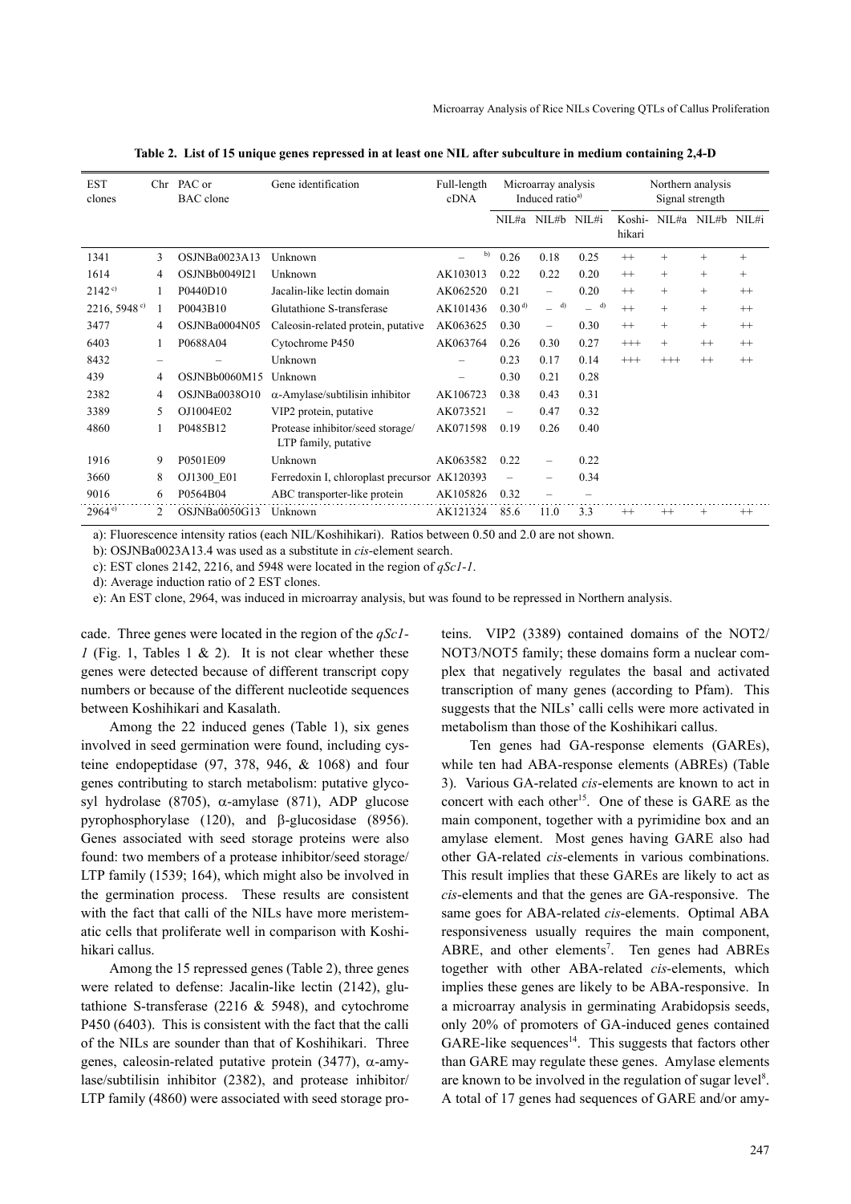**Table 2. List of 15 unique genes repressed in at least one NIL after subculture in medium containing 2,4-D**

| EST clones | Chr | PAC or BAC clone | Gene identification | Full-length cDNA | Microarray analysis Induced ratio[a] | | | Northern analysis Signal strength | | | |
|---|---|---|---|---|---|---|---|---|---|---|---|
| | | | | | NIL#a | NIL#b | NIL#i | Koshi-hikari | NIL#a | NIL#b | NIL#i |
| 1341 | 3 | OSJNBa0023A13 | Unknown | – [b] | 0.26 | 0.18 | 0.25 | ++ | + | + | + |
| 1614 | 4 | OSJNBb0049I21 | Unknown | AK103013 | 0.22 | 0.22 | 0.20 | ++ | + | + | + |
| 2142 [c] | 1 | P0440D10 | Jacalin-like lectin domain | AK062520 | 0.21 | – | 0.20 | ++ | + | + | ++ |
| 2216, 5948 [c] | 1 | P0043B10 | Glutathione S-transferase | AK101436 | 0.30 [d] | – [d] | – [d] | ++ | + | + | ++ |
| 3477 | 4 | OSJNBa0004N05 | Caleosin-related protein, putative | AK063625 | 0.30 | – | 0.30 | ++ | + | + | ++ |
| 6403 | 1 | P0688A04 | Cytochrome P450 | AK063764 | 0.26 | 0.30 | 0.27 | +++ | + | ++ | ++ |
| 8432 | – | – | Unknown | – | 0.23 | 0.17 | 0.14 | +++ | +++ | ++ | ++ |
| 439 | 4 | OSJNBb0060M15 | Unknown | – | 0.30 | 0.21 | 0.28 | | | | |
| 2382 | 4 | OSJNBa0038O10 | α-Amylase/subtilisin inhibitor | AK106723 | 0.38 | 0.43 | 0.31 | | | | |
| 3389 | 5 | OJ1004E02 | VIP2 protein, putative | AK073521 | – | 0.47 | 0.32 | | | | |
| 4860 | 1 | P0485B12 | Protease inhibitor/seed storage/ LTP family, putative | AK071598 | 0.19 | 0.26 | 0.40 | | | | |
| 1916 | 9 | P0501E09 | Unknown | AK063582 | 0.22 | – | 0.22 | | | | |
| 3660 | 8 | OJ1300_E01 | Ferredoxin I, chloroplast precursor | AK120393 | – | – | 0.34 | | | | |
| 9016 | 6 | P0564B04 | ABC transporter-like protein | AK105826 | 0.32 | – | – | | | | |
| 2964 [e] | 2 | OSJNBa0050G13 | Unknown | AK121324 | 85.6 | 11.0 | 3.3 | ++ | ++ | + | ++ |

a): Fluorescence intensity ratios (each NIL/Koshihikari). Ratios between 0.50 and 2.0 are not shown.

b): OSJNBa0023A13.4 was used as a substitute in *cis*-element search.

c): EST clones 2142, 2216, and 5948 were located in the region of *qSc1-1*.

d): Average induction ratio of 2 EST clones.

e): An EST clone, 2964, was induced in microarray analysis, but was found to be repressed in Northern analysis.

cade. Three genes were located in the region of the *qSc1-1* (Fig. 1, Tables 1 & 2). It is not clear whether these genes were detected because of different transcript copy numbers or because of the different nucleotide sequences between Koshihikari and Kasalath.

Among the 22 induced genes (Table 1), six genes involved in seed germination were found, including cysteine endopeptidase (97, 378, 946, & 1068) and four genes contributing to starch metabolism: putative glycosyl hydrolase (8705), α-amylase (871), ADP glucose pyrophosphorylase (120), and β-glucosidase (8956). Genes associated with seed storage proteins were also found: two members of a protease inhibitor/seed storage/ LTP family (1539; 164), which might also be involved in the germination process. These results are consistent with the fact that calli of the NILs have more meristematic cells that proliferate well in comparison with Koshihikari callus.

Among the 15 repressed genes (Table 2), three genes were related to defense: Jacalin-like lectin (2142), glutathione S-transferase (2216 & 5948), and cytochrome P450 (6403). This is consistent with the fact that the calli of the NILs are sounder than that of Koshihikari. Three genes, caleosin-related putative protein (3477), α-amylase/subtilisin inhibitor (2382), and protease inhibitor/ LTP family (4860) were associated with seed storage proteins. VIP2 (3389) contained domains of the NOT2/ NOT3/NOT5 family; these domains form a nuclear complex that negatively regulates the basal and activated transcription of many genes (according to Pfam). This suggests that the NILs' calli cells were more activated in metabolism than those of the Koshihikari callus.

Ten genes had GA-response elements (GAREs), while ten had ABA-response elements (ABREs) (Table 3). Various GA-related *cis*-elements are known to act in concert with each other[15]. One of these is GARE as the main component, together with a pyrimidine box and an amylase element. Most genes having GARE also had other GA-related *cis*-elements in various combinations. This result implies that these GAREs are likely to act as *cis*-elements and that the genes are GA-responsive. The same goes for ABA-related *cis*-elements. Optimal ABA responsiveness usually requires the main component, ABRE, and other elements[7]. Ten genes had ABREs together with other ABA-related *cis*-elements, which implies these genes are likely to be ABA-responsive. In a microarray analysis in germinating Arabidopsis seeds, only 20% of promoters of GA-induced genes contained GARE-like sequences[14]. This suggests that factors other than GARE may regulate these genes. Amylase elements are known to be involved in the regulation of sugar level[8]. A total of 17 genes had sequences of GARE and/or amy-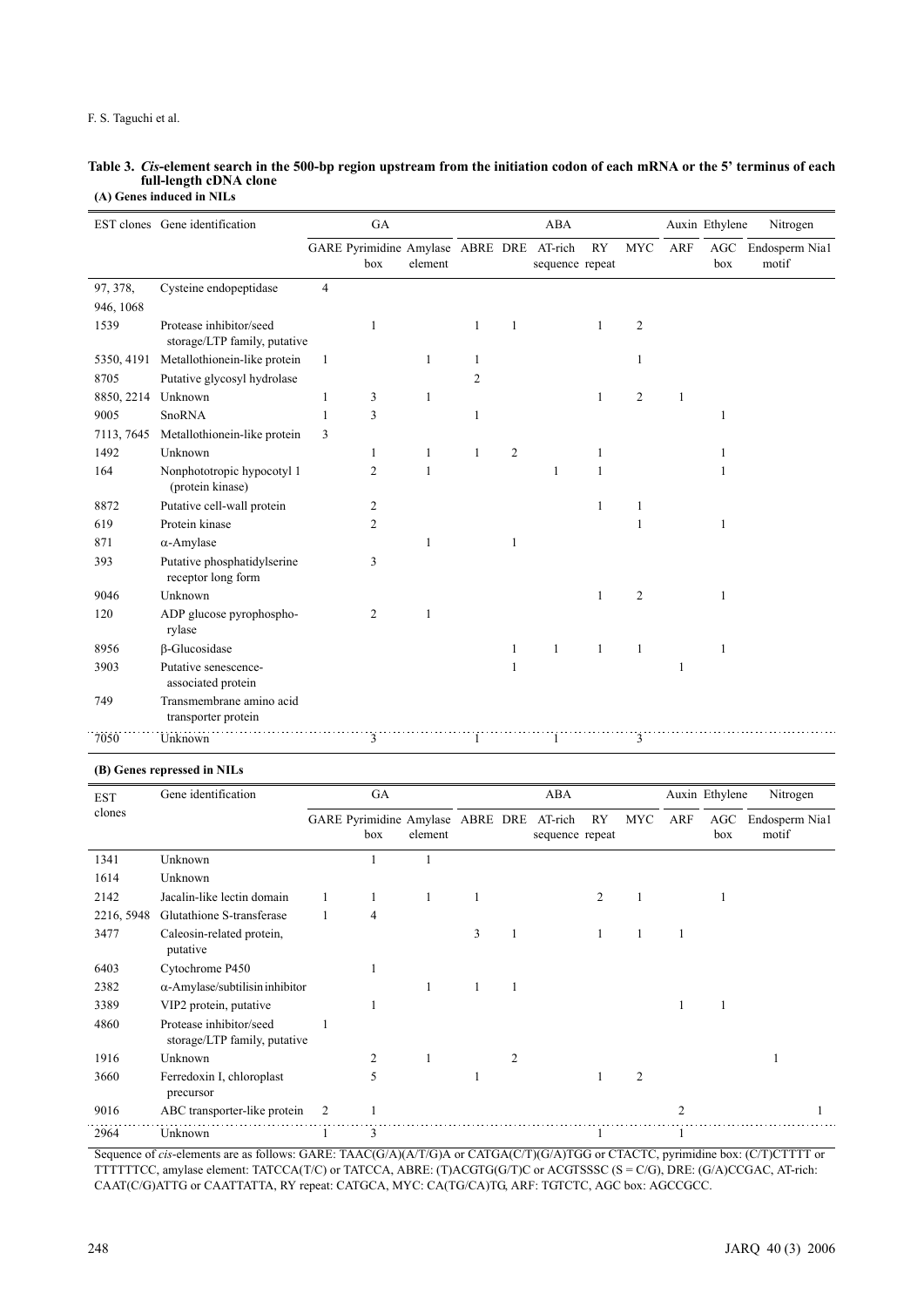**Table 3. *Cis*-element search in the 500-bp region upstream from the initiation codon of each mRNA or the 5' terminus of each full-length cDNA clone**

**(A) Genes induced in NILs**

| EST clones | Gene identification | GA | | | ABA | | | | | Auxin | Ethylene | Nitrogen | |
|---|---|---|---|---|---|---|---|---|---|---|---|---|---|
| | | GARE | Pyrimidine box | Amylase element | ABRE | DRE | AT-rich sequence | RY repeat | MYC | ARF | AGC box | Endosperm | Nia1 motif |
| 97, 378, 946, 1068 | Cysteine endopeptidase | 4 | | | | | | | | | | | |
| 1539 | Protease inhibitor/seed storage/LTP family, putative | | 1 | | 1 | 1 | | 1 | 2 | | | | |
| 5350, 4191 | Metallothionein-like protein | 1 | | 1 | 1 | | | | 1 | | | | |
| 8705 | Putative glycosyl hydrolase | | | | 2 | | | | | | | | |
| 8850, 2214 | Unknown | 1 | 3 | 1 | | | | 1 | 2 | 1 | | | |
| 9005 | SnoRNA | 1 | 3 | | 1 | | | | | | 1 | | |
| 7113, 7645 | Metallothionein-like protein | 3 | | | | | | | | | | | |
| 1492 | Unknown | | 1 | 1 | 1 | 2 | | 1 | | | 1 | | |
| 164 | Nonphototropic hypocotyl 1 (protein kinase) | | 2 | 1 | | | 1 | 1 | | | 1 | | |
| 8872 | Putative cell-wall protein | | 2 | | | | | 1 | 1 | | | | |
| 619 | Protein kinase | | 2 | | | | | | 1 | | 1 | | |
| 871 | α-Amylase | | | 1 | | 1 | | | | | | | |
| 393 | Putative phosphatidylserine receptor long form | | 3 | | | | | | | | | | |
| 9046 | Unknown | | | | | | | 1 | 2 | | 1 | | |
| 120 | ADP glucose pyrophosphorylase | | 2 | 1 | | | | | | | | | |
| 8956 | β-Glucosidase | | | | | 1 | 1 | 1 | 1 | | 1 | | |
| 3903 | Putative senescence-associated protein | | | | | 1 | | | | 1 | | | |
| 749 | Transmembrane amino acid transporter protein | | | | | | | | | | | | |
| 7050 | Unknown | | 3 | | 1 | | 1 | | 3 | | | | |

**(B) Genes repressed in NILs**

| EST clones | Gene identification | GA | | | ABA | | | | | Auxin | Ethylene | Nitrogen | |
|---|---|---|---|---|---|---|---|---|---|---|---|---|---|
| | | GARE | Pyrimidine box | Amylase element | ABRE | DRE | AT-rich sequence | RY repeat | MYC | ARF | AGC box | Endosperm | Nia1 motif |
| 1341 | Unknown | | 1 | 1 | | | | | | | | | |
| 1614 | Unknown | | | | | | | | | | | | |
| 2142 | Jacalin-like lectin domain | 1 | 1 | 1 | 1 | | | 2 | 1 | | 1 | | |
| 2216, 5948 | Glutathione S-transferase | 1 | 4 | | | | | | | | | | |
| 3477 | Caleosin-related protein, putative | | | | 3 | 1 | | 1 | 1 | 1 | | | |
| 6403 | Cytochrome P450 | | 1 | | | | | | | | | | |
| 2382 | α-Amylase/subtilisin inhibitor | | | 1 | 1 | 1 | | | | | | | |
| 3389 | VIP2 protein, putative | | 1 | | | | | | | 1 | 1 | | |
| 4860 | Protease inhibitor/seed storage/LTP family, putative | 1 | | | | | | | | | | | |
| 1916 | Unknown | | 2 | 1 | | 2 | | | | | | 1 | |
| 3660 | Ferredoxin I, chloroplast precursor | | 5 | | 1 | | | 1 | 2 | | | | |
| 9016 | ABC transporter-like protein | 2 | 1 | | | | | | | 2 | | | 1 |
| 2964 | Unknown | 1 | 3 | | | | | 1 | | 1 | | | |

Sequence of *cis*-elements are as follows: GARE: TAAC(G/A)(A/T/G)A or CATGA(C/T)(G/A)TGG or CTACTC, pyrimidine box: (C/T)CTTTT or TTTTTTCC, amylase element: TATCCA(T/C) or TATCCA, ABRE: (T)ACGTG(G/T)C or ACGTSSSC (S = C/G), DRE: (G/A)CCGAC, AT-rich: CAAT(C/G)ATTG or CAATTATTA, RY repeat: CATGCA, MYC: CA(TG/CA)TG, ARF: TGTCTC, AGC box: AGCCGCC.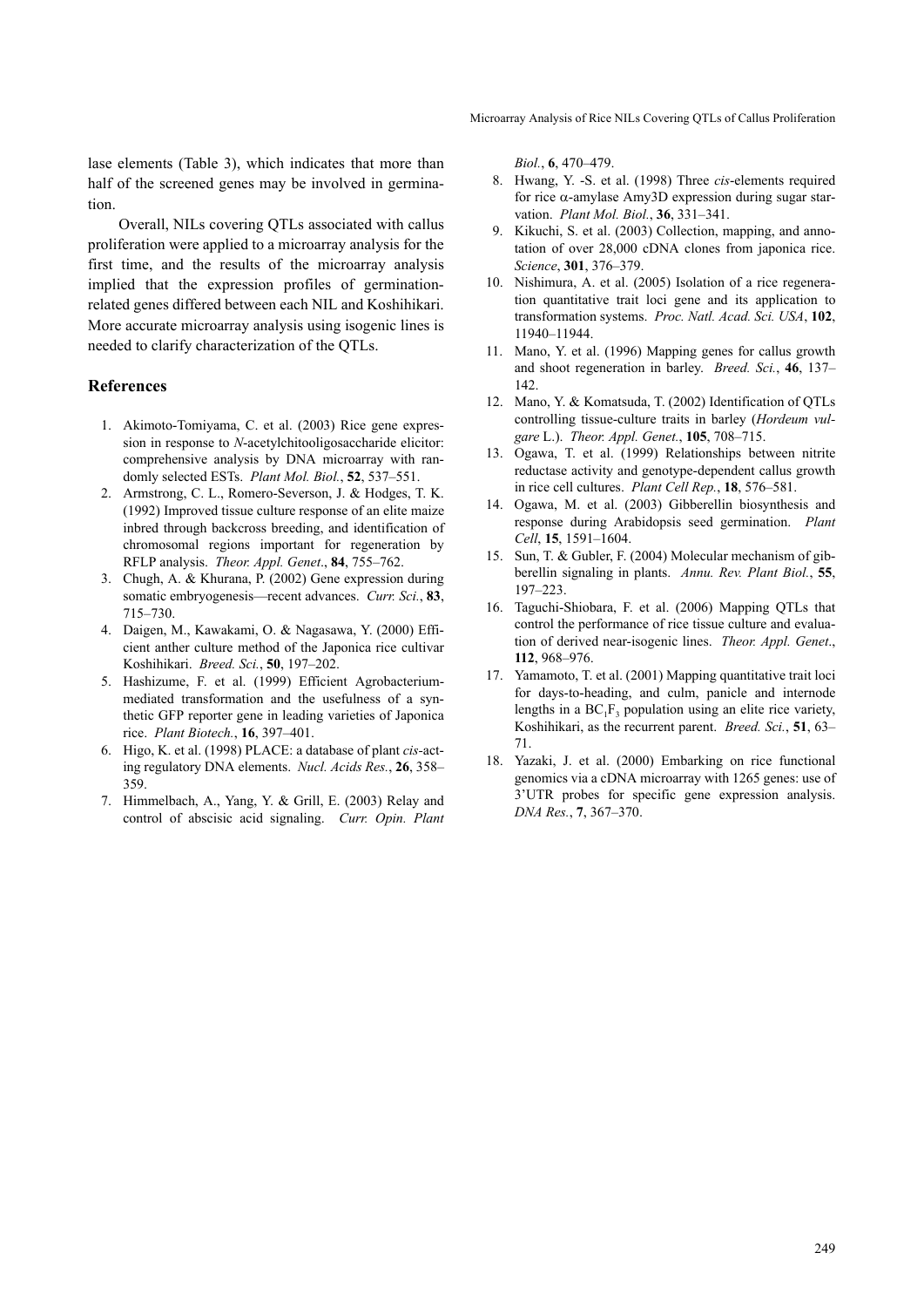lase elements (Table 3), which indicates that more than half of the screened genes may be involved in germination.

Overall, NILs covering QTLs associated with callus proliferation were applied to a microarray analysis for the first time, and the results of the microarray analysis implied that the expression profiles of germination-related genes differed between each NIL and Koshihikari. More accurate microarray analysis using isogenic lines is needed to clarify characterization of the QTLs.

## References

1. Akimoto-Tomiyama, C. et al. (2003) Rice gene expression in response to *N*-acetylchitooligosaccharide elicitor: comprehensive analysis by DNA microarray with randomly selected ESTs. *Plant Mol. Biol.*, **52**, 537–551.
2. Armstrong, C. L., Romero-Severson, J. & Hodges, T. K. (1992) Improved tissue culture response of an elite maize inbred through backcross breeding, and identification of chromosomal regions important for regeneration by RFLP analysis. *Theor. Appl. Genet*., **84**, 755–762.
3. Chugh, A. & Khurana, P. (2002) Gene expression during somatic embryogenesis—recent advances. *Curr. Sci.*, **83**, 715–730.
4. Daigen, M., Kawakami, O. & Nagasawa, Y. (2000) Efficient anther culture method of the Japonica rice cultivar Koshihikari. *Breed. Sci.*, **50**, 197–202.
5. Hashizume, F. et al. (1999) Efficient Agrobacterium-mediated transformation and the usefulness of a synthetic GFP reporter gene in leading varieties of Japonica rice. *Plant Biotech.*, **16**, 397–401.
6. Higo, K. et al. (1998) PLACE: a database of plant *cis*-acting regulatory DNA elements. *Nucl. Acids Res.*, **26**, 358–359.
7. Himmelbach, A., Yang, Y. & Grill, E. (2003) Relay and control of abscisic acid signaling. *Curr. Opin. Plant Biol.*, **6**, 470–479.
8. Hwang, Y. -S. et al. (1998) Three *cis*-elements required for rice α-amylase Amy3D expression during sugar starvation. *Plant Mol. Biol.*, **36**, 331–341.
9. Kikuchi, S. et al. (2003) Collection, mapping, and annotation of over 28,000 cDNA clones from japonica rice. *Science*, **301**, 376–379.
10. Nishimura, A. et al. (2005) Isolation of a rice regeneration quantitative trait loci gene and its application to transformation systems. *Proc. Natl. Acad. Sci. USA*, **102**, 11940–11944.
11. Mano, Y. et al. (1996) Mapping genes for callus growth and shoot regeneration in barley. *Breed. Sci.*, **46**, 137–142.
12. Mano, Y. & Komatsuda, T. (2002) Identification of QTLs controlling tissue-culture traits in barley (*Hordeum vulgare* L.). *Theor. Appl. Genet.*, **105**, 708–715.
13. Ogawa, T. et al. (1999) Relationships between nitrite reductase activity and genotype-dependent callus growth in rice cell cultures. *Plant Cell Rep.*, **18**, 576–581.
14. Ogawa, M. et al. (2003) Gibberellin biosynthesis and response during Arabidopsis seed germination. *Plant Cell*, **15**, 1591–1604.
15. Sun, T. & Gubler, F. (2004) Molecular mechanism of gibberellin signaling in plants. *Annu. Rev. Plant Biol.*, **55**, 197–223.
16. Taguchi-Shiobara, F. et al. (2006) Mapping QTLs that control the performance of rice tissue culture and evaluation of derived near-isogenic lines. *Theor. Appl. Genet*., **112**, 968–976.
17. Yamamoto, T. et al. (2001) Mapping quantitative trait loci for days-to-heading, and culm, panicle and internode lengths in a $BC_1F_3$ population using an elite rice variety, Koshihikari, as the recurrent parent. *Breed. Sci.*, **51**, 63–71.
18. Yazaki, J. et al. (2000) Embarking on rice functional genomics via a cDNA microarray with 1265 genes: use of 3'UTR probes for specific gene expression analysis. *DNA Res.*, **7**, 367–370.